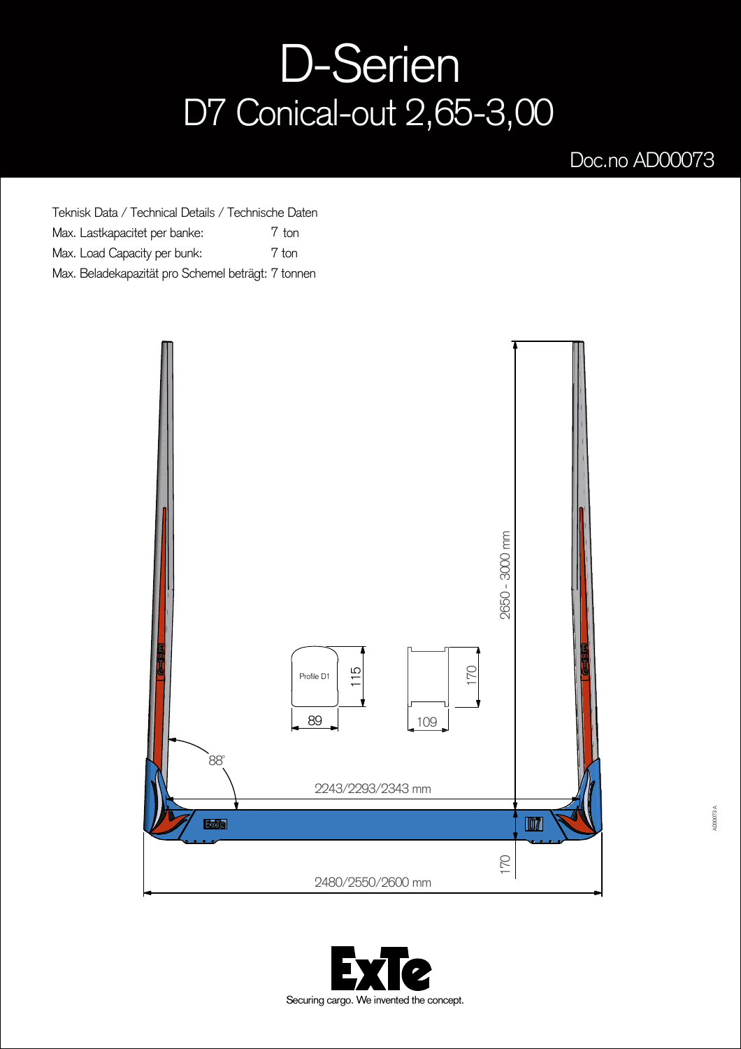# D-Serien

## D7 Conical-out 2,65-3,00

Doc.no AD00073

Teknisk Data / Technical Details / Technische Daten

Max. Lastkapacitet per banke: 7 ton

Max. Load Capacity per bunk: 7 ton

Max. Beladekapazität pro Schemel beträgt: 7 tonnen

2650 - 3000 mm

Profile D1

115

89

170

109

88°

2243/2293/2343 mm

170

2480/2550/2600 mm

ExTe

Securing cargo. We invented the concept.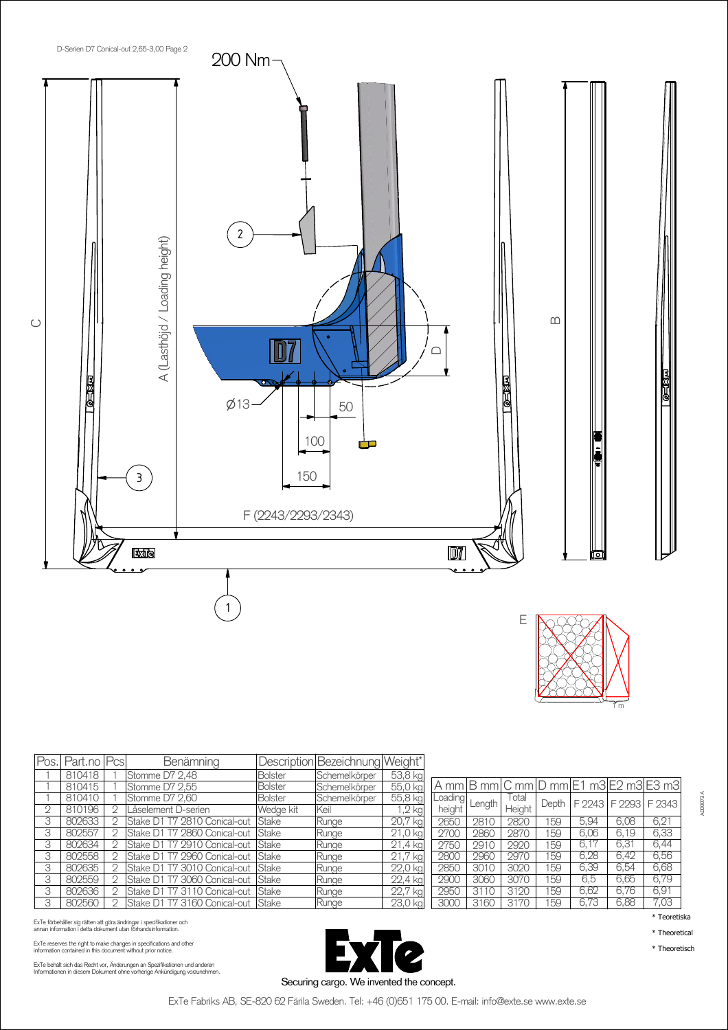| Pos. | Part.no | Pcs | Benämning | Description | Bezeichnung | Weight* |
|---|---|---|---|---|---|---|
| 1 | 810418 | 1 | Stomme D7 2,48 | Bolster | Schemelkörper | 53,8 kg |
| 1 | 810415 | 1 | Stomme D7 2,55 | Bolster | Schemelkörper | 55,0 kg |
| 1 | 810410 | 1 | Stomme D7 2,60 | Bolster | Schemelkörper | 55,8 kg |
| 2 | 810196 | 2 | Låselement D-serien | Wedge kit | Keil | 1,2 kg |
| 3 | 802633 | 2 | Stake D1 T7 2810 Conical-out | Stake | Runge | 20,7 kg |
| 3 | 802557 | 2 | Stake D1 T7 2860 Conical-out | Stake | Runge | 21,0 kg |
| 3 | 802634 | 2 | Stake D1 T7 2910 Conical-out | Stake | Runge | 21,4 kg |
| 3 | 802558 | 2 | Stake D1 T7 2960 Conical-out | Stake | Runge | 21,7 kg |
| 3 | 802635 | 2 | Stake D1 T7 3010 Conical-out | Stake | Runge | 22,0 kg |
| 3 | 802559 | 2 | Stake D1 T7 3060 Conical-out | Stake | Runge | 22,4 kg |
| 3 | 802636 | 2 | Stake D1 T7 3110 Conical-out | Stake | Runge | 22,7 kg |
| 3 | 802560 | 2 | Stake D1 T7 3160 Conical-out | Stake | Runge | 23,0 kg |

| A mm | B mm | C mm | D mm | E1 m3 | E2 m3 | E3 m3 |
|---|---|---|---|---|---|---|
| Loading height | Length | Total Height | Depth | F 2243 | F 2293 | F 2343 |
| 2650 | 2810 | 2820 | 159 | 5,94 | 6,08 | 6,21 |
| 2700 | 2860 | 2870 | 159 | 6,06 | 6,19 | 6,33 |
| 2750 | 2910 | 2920 | 159 | 6,17 | 6,31 | 6,44 |
| 2800 | 2960 | 2970 | 159 | 6,28 | 6,42 | 6,56 |
| 2850 | 3010 | 3020 | 159 | 6,39 | 6,54 | 6,68 |
| 2900 | 3060 | 3070 | 159 | 6,5 | 6,65 | 6,79 |
| 2950 | 3110 | 3120 | 159 | 6,62 | 6,76 | 6,91 |
| 3000 | 3160 | 3170 | 159 | 6,73 | 6,88 | 7,03 |

\* Teoretiska

\* Theoretical

\* Theoretisch

ExTe förbehåller sig rätten att göra ändringar i specifikationer och annan information i detta dokument utan förhandsinformation.

ExTe reserves the right to make changes in specifications and other information contained in this document without prior notice.

ExTe behält sich das Recht vor, Änderungen an Spezifikationen und anderen Informationen in diesem Dokument ohne vorherige Ankündigung vorzunehmen.

Securing cargo. We invented the concept.

ExTe Fabriks AB, SE-820 62 Färila Sweden. Tel: +46 (0)651 175 00. E-mail: info@exte.se www.exte.se